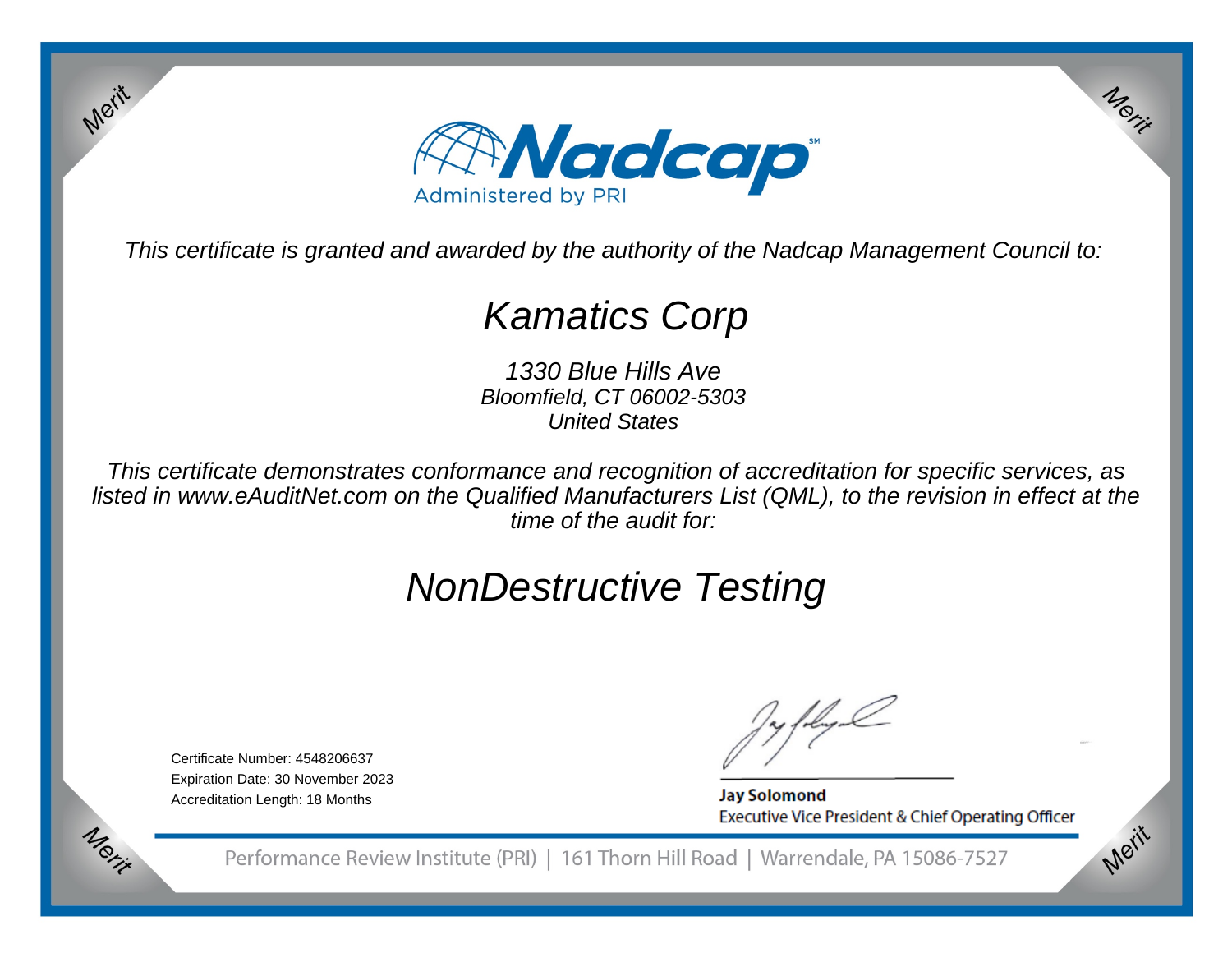Nadcap

Administered by PRI

*This certificate is granted and awarded by the authority of the Nadcap Management Council to:*

# *Kamatics Corp*

*1330 Blue Hills Ave*
*Bloomfield, CT 06002-5303*
*United States*

*This certificate demonstrates conformance and recognition of accreditation for specific services, as listed in www.eAuditNet.com on the Qualified Manufacturers List (QML), to the revision in effect at the time of the audit for:*

# *NonDestructive Testing*

Certificate Number: 4548206637
Expiration Date: 30 November 2023
Accreditation Length: 18 Months

**Jay Solomond**
Executive Vice President & Chief Operating Officer

Performance Review Institute (PRI) | 161 Thorn Hill Road | Warrendale, PA 15086-7527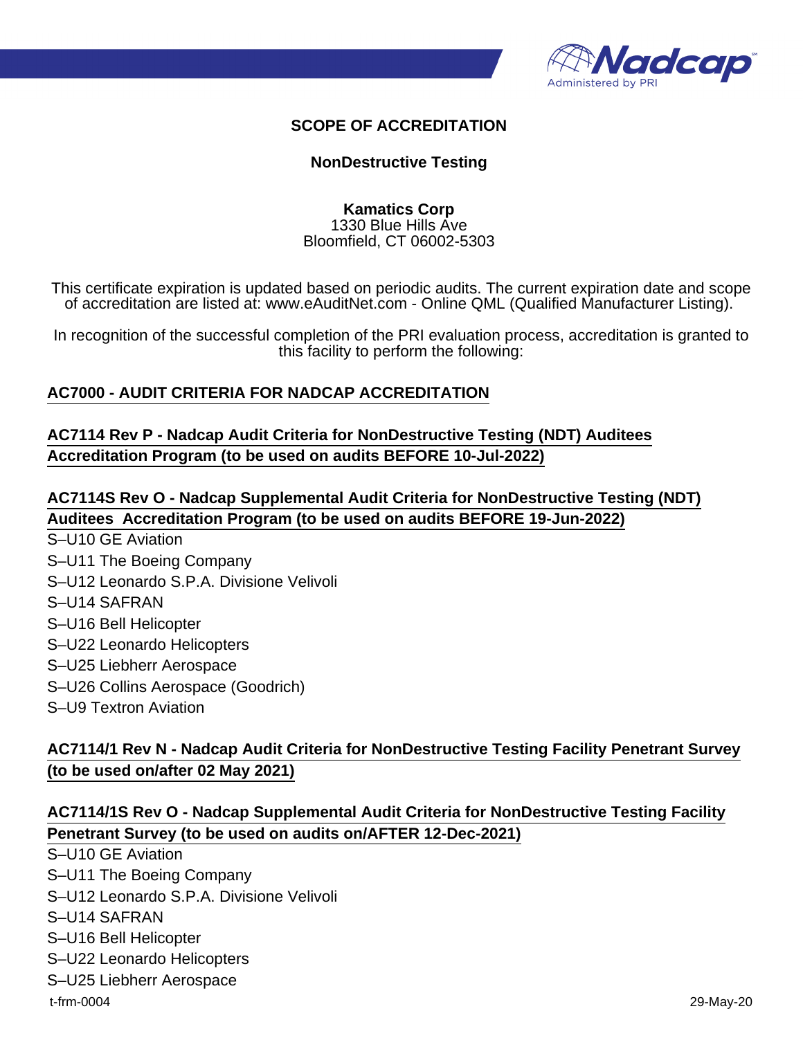## SCOPE OF ACCREDITATION

### NonDestructive Testing

**Kamatics Corp**
1330 Blue Hills Ave
Bloomfield, CT 06002-5303

This certificate expiration is updated based on periodic audits. The current expiration date and scope of accreditation are listed at: www.eAuditNet.com - Online QML (Qualified Manufacturer Listing).

In recognition of the successful completion of the PRI evaluation process, accreditation is granted to this facility to perform the following:

**AC7000 - AUDIT CRITERIA FOR NADCAP ACCREDITATION**

**AC7114 Rev P - Nadcap Audit Criteria for NonDestructive Testing (NDT) Auditees Accreditation Program (to be used on audits BEFORE 10-Jul-2022)**

**AC7114S Rev O - Nadcap Supplemental Audit Criteria for NonDestructive Testing (NDT) Auditees Accreditation Program (to be used on audits BEFORE 19-Jun-2022)**

S–U10 GE Aviation
S–U11 The Boeing Company
S–U12 Leonardo S.P.A. Divisione Velivoli
S–U14 SAFRAN
S–U16 Bell Helicopter
S–U22 Leonardo Helicopters
S–U25 Liebherr Aerospace
S–U26 Collins Aerospace (Goodrich)
S–U9 Textron Aviation

**AC7114/1 Rev N - Nadcap Audit Criteria for NonDestructive Testing Facility Penetrant Survey (to be used on/after 02 May 2021)**

**AC7114/1S Rev O - Nadcap Supplemental Audit Criteria for NonDestructive Testing Facility Penetrant Survey (to be used on audits on/AFTER 12-Dec-2021)**

S–U10 GE Aviation
S–U11 The Boeing Company
S–U12 Leonardo S.P.A. Divisione Velivoli
S–U14 SAFRAN
S–U16 Bell Helicopter
S–U22 Leonardo Helicopters
S–U25 Liebherr Aerospace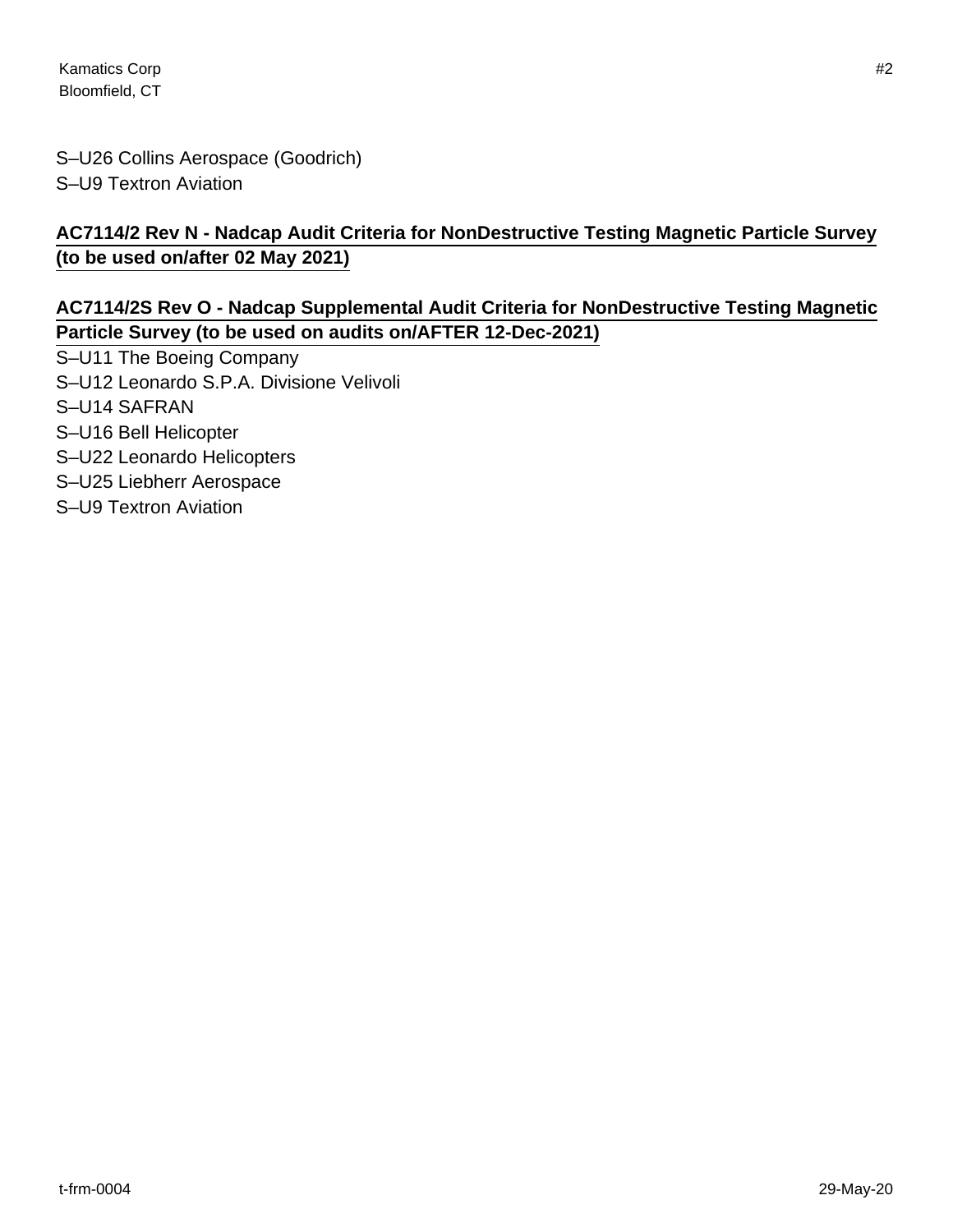S–U26 Collins Aerospace (Goodrich)
S–U9 Textron Aviation

**AC7114/2 Rev N - Nadcap Audit Criteria for NonDestructive Testing Magnetic Particle Survey (to be used on/after 02 May 2021)**

**AC7114/2S Rev O - Nadcap Supplemental Audit Criteria for NonDestructive Testing Magnetic Particle Survey (to be used on audits on/AFTER 12-Dec-2021)**

S–U11 The Boeing Company
S–U12 Leonardo S.P.A. Divisione Velivoli
S–U14 SAFRAN
S–U16 Bell Helicopter
S–U22 Leonardo Helicopters
S–U25 Liebherr Aerospace
S–U9 Textron Aviation